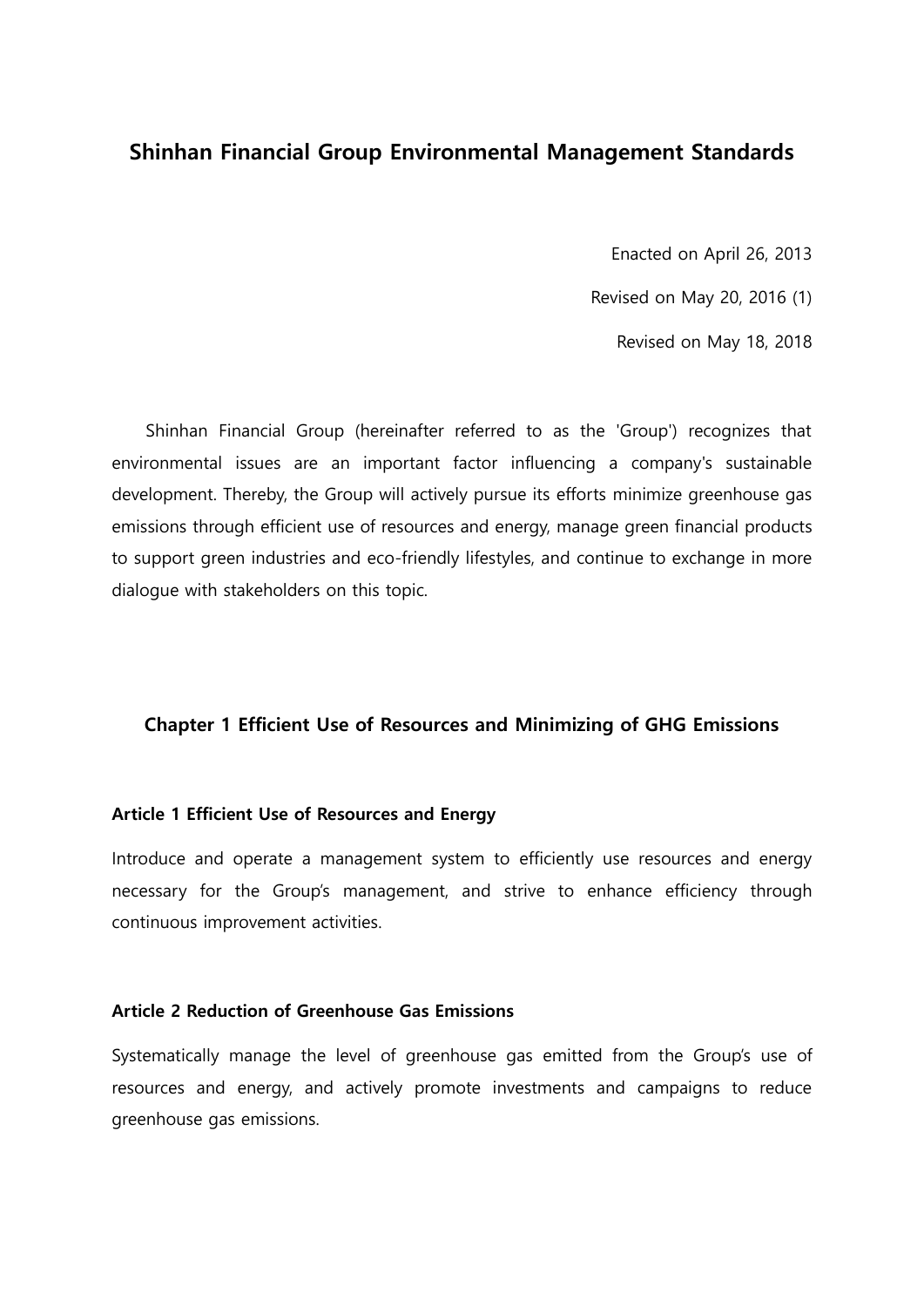# Shinhan Financial Group Environmental Management Standards

Enacted on April 26, 2013

Revised on May 20, 2016 (1)

Revised on May 18, 2018

Shinhan Financial Group (hereinafter referred to as the 'Group') recognizes that environmental issues are an important factor influencing a company's sustainable development. Thereby, the Group will actively pursue its efforts minimize greenhouse gas emissions through efficient use of resources and energy, manage green financial products to support green industries and eco-friendly lifestyles, and continue to exchange in more dialogue with stakeholders on this topic.

## Chapter 1 Efficient Use of Resources and Minimizing of GHG Emissions

### Article 1 Efficient Use of Resources and Energy

Introduce and operate a management system to efficiently use resources and energy necessary for the Group's management, and strive to enhance efficiency through continuous improvement activities.

### Article 2 Reduction of Greenhouse Gas Emissions

Systematically manage the level of greenhouse gas emitted from the Group's use of resources and energy, and actively promote investments and campaigns to reduce greenhouse gas emissions.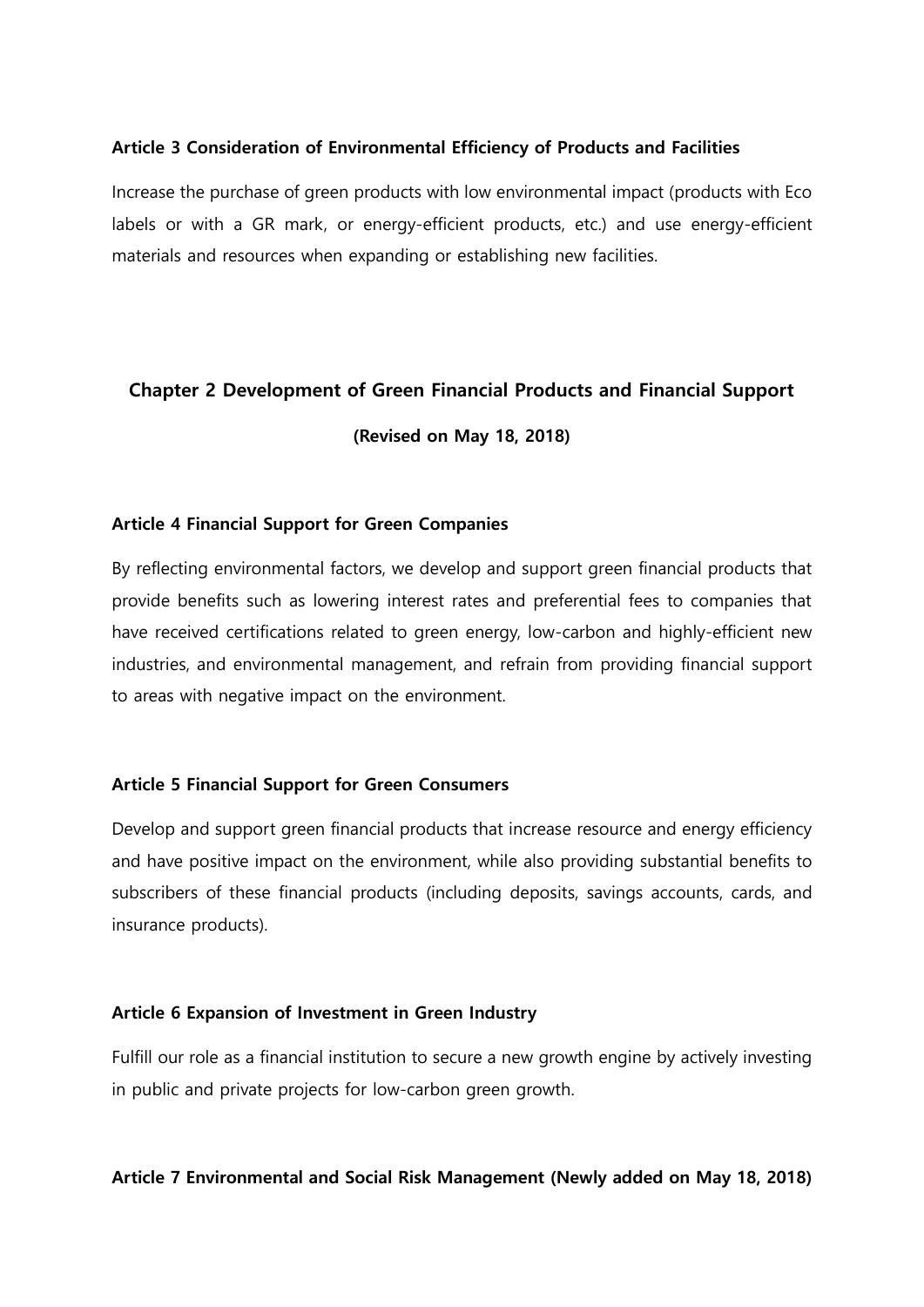### Article 3 Consideration of Environmental Efficiency of Products and Facilities

Increase the purchase of green products with low environmental impact (products with Eco labels or with a GR mark, or energy-efficient products, etc.) and use energy-efficient materials and resources when expanding or establishing new facilities.

## Chapter 2 Development of Green Financial Products and Financial Support

**(Revised on May 18, 2018)**

### Article 4 Financial Support for Green Companies

By reflecting environmental factors, we develop and support green financial products that provide benefits such as lowering interest rates and preferential fees to companies that have received certifications related to green energy, low-carbon and highly-efficient new industries, and environmental management, and refrain from providing financial support to areas with negative impact on the environment.

### Article 5 Financial Support for Green Consumers

Develop and support green financial products that increase resource and energy efficiency and have positive impact on the environment, while also providing substantial benefits to subscribers of these financial products (including deposits, savings accounts, cards, and insurance products).

### Article 6 Expansion of Investment in Green Industry

Fulfill our role as a financial institution to secure a new growth engine by actively investing in public and private projects for low-carbon green growth.

### Article 7 Environmental and Social Risk Management (Newly added on May 18, 2018)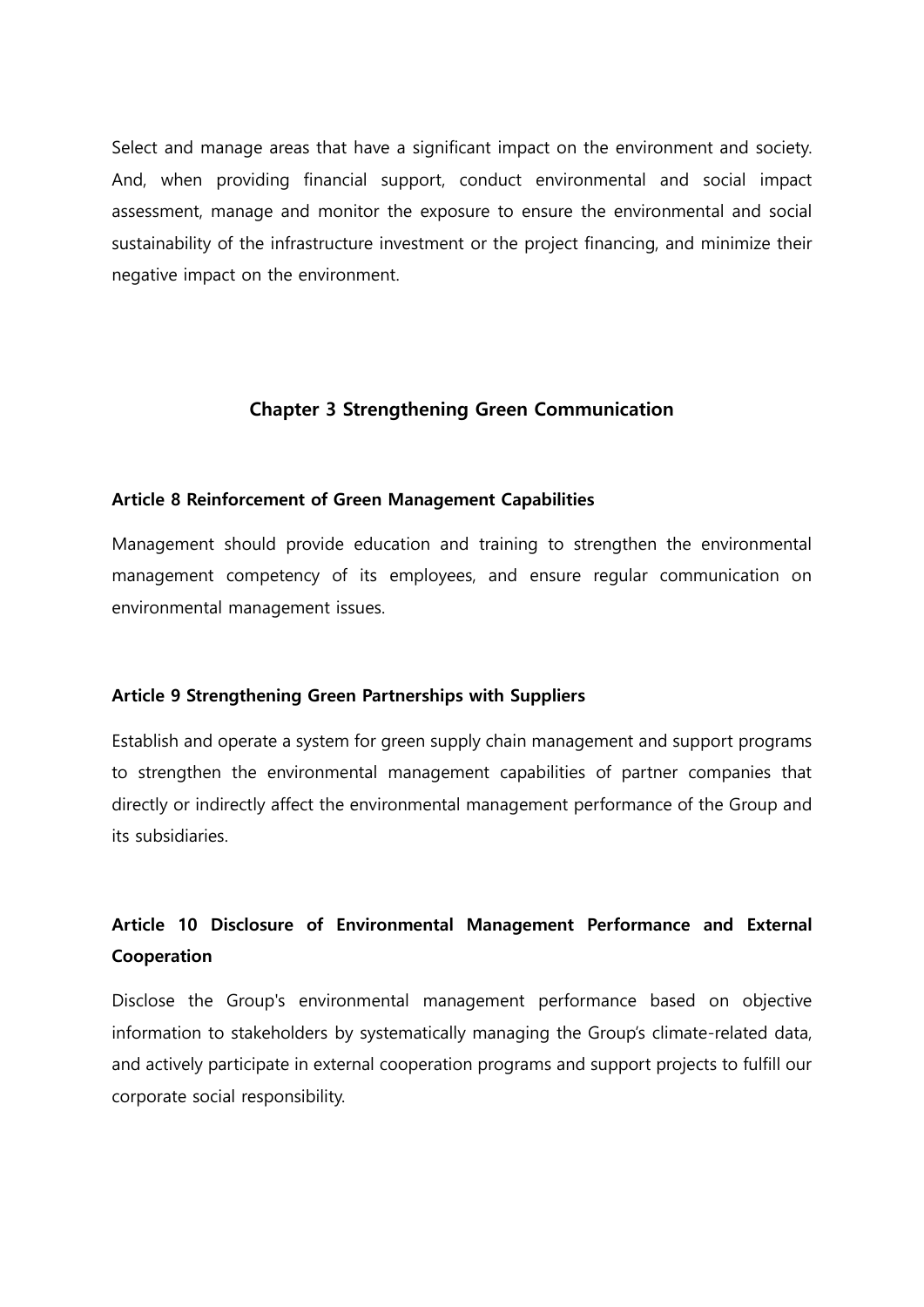Select and manage areas that have a significant impact on the environment and society. And, when providing financial support, conduct environmental and social impact assessment, manage and monitor the exposure to ensure the environmental and social sustainability of the infrastructure investment or the project financing, and minimize their negative impact on the environment.

## Chapter 3 Strengthening Green Communication

### Article 8 Reinforcement of Green Management Capabilities

Management should provide education and training to strengthen the environmental management competency of its employees, and ensure regular communication on environmental management issues.

### Article 9 Strengthening Green Partnerships with Suppliers

Establish and operate a system for green supply chain management and support programs to strengthen the environmental management capabilities of partner companies that directly or indirectly affect the environmental management performance of the Group and its subsidiaries.

### Article 10 Disclosure of Environmental Management Performance and External Cooperation

Disclose the Group's environmental management performance based on objective information to stakeholders by systematically managing the Group's climate-related data, and actively participate in external cooperation programs and support projects to fulfill our corporate social responsibility.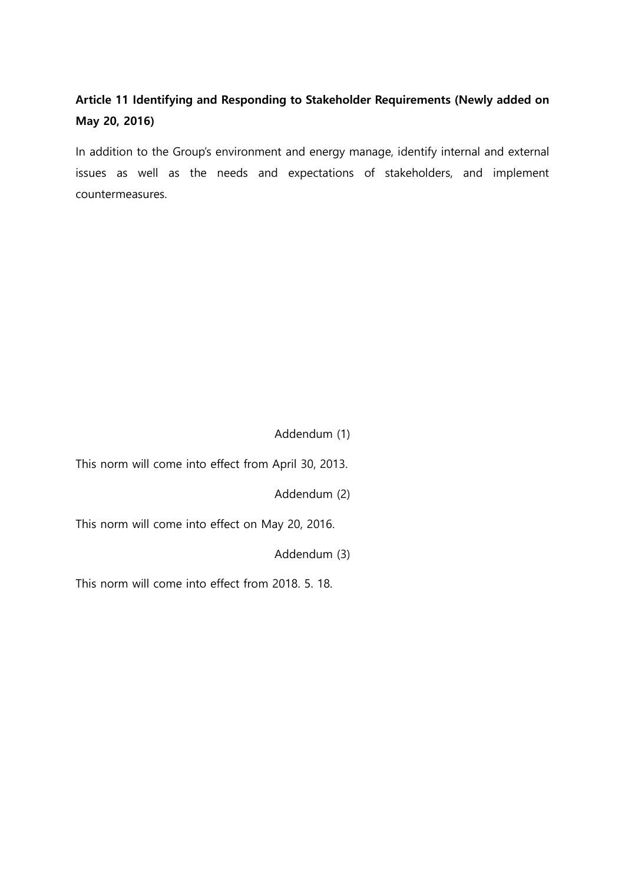**Article 11 Identifying and Responding to Stakeholder Requirements (Newly added on May 20, 2016)**

In addition to the Group's environment and energy manage, identify internal and external issues as well as the needs and expectations of stakeholders, and implement countermeasures.

Addendum (1)

This norm will come into effect from April 30, 2013.

Addendum (2)

This norm will come into effect on May 20, 2016.

Addendum (3)

This norm will come into effect from 2018. 5. 18.